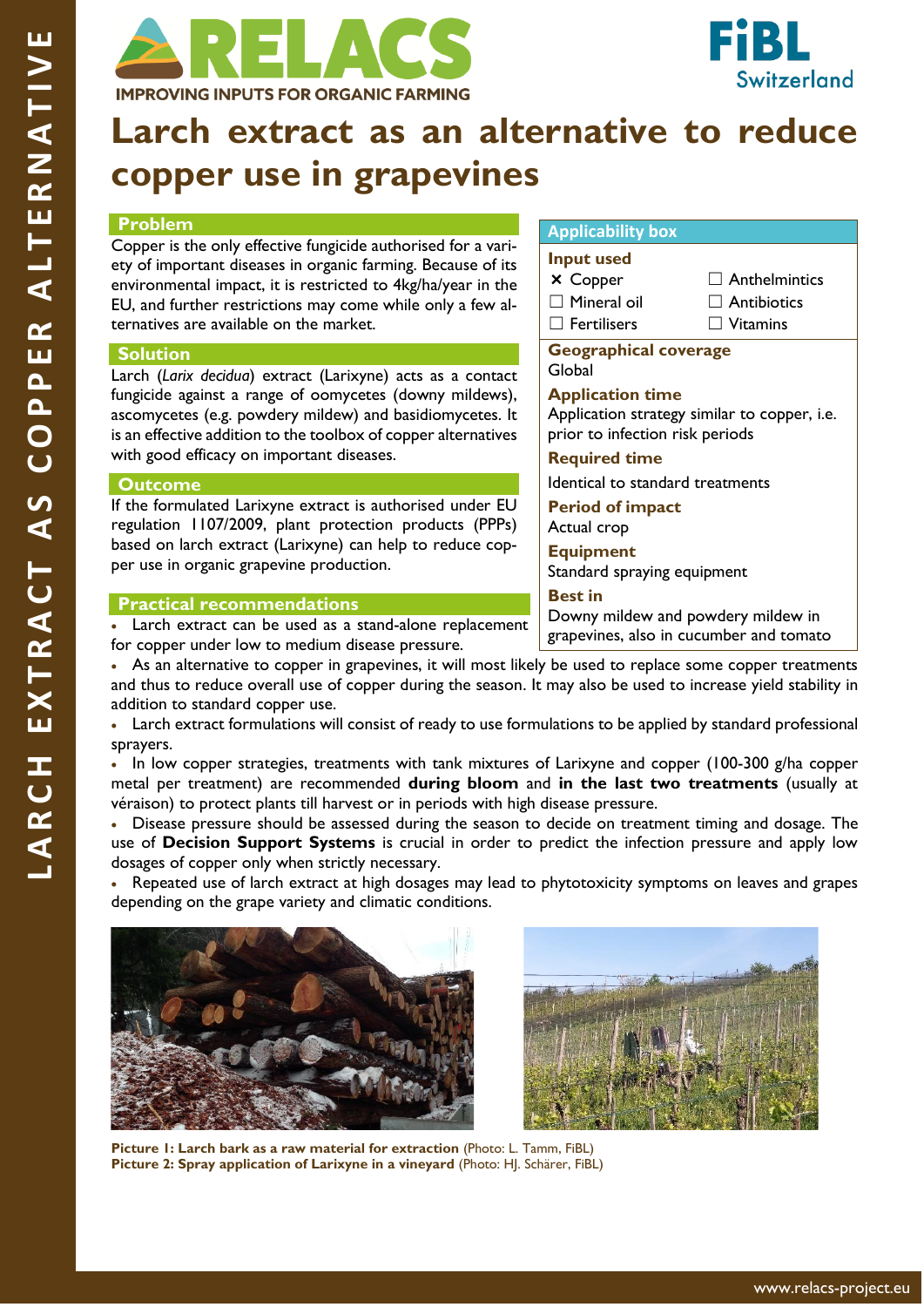RELACS — IMPROVING INPUTS FOR ORGANIC FARMING

FiBL Switzerland

# Larch extract as an alternative to reduce copper use in grapevines

## Problem

Copper is the only effective fungicide authorised for a variety of important diseases in organic farming. Because of its environmental impact, it is restricted to 4kg/ha/year in the EU, and further restrictions may come while only a few alternatives are available on the market.

## Solution

Larch (*Larix decidua*) extract (Larixyne) acts as a contact fungicide against a range of oomycetes (downy mildews), ascomycetes (e.g. powdery mildew) and basidiomycetes. It is an effective addition to the toolbox of copper alternatives with good efficacy on important diseases.

## Outcome

If the formulated Larixyne extract is authorised under EU regulation 1107/2009, plant protection products (PPPs) based on larch extract (Larixyne) can help to reduce copper use in organic grapevine production.

## Applicability box

**Input used**

- ☒ Copper
- ☐ Mineral oil
- ☐ Fertilisers
- ☐ Anthelmintics
- ☐ Antibiotics
- ☐ Vitamins

**Geographical coverage**
Global

**Application time**
Application strategy similar to copper, i.e. prior to infection risk periods

**Required time**
Identical to standard treatments

**Period of impact**
Actual crop

**Equipment**
Standard spraying equipment

**Best in**
Downy mildew and powdery mildew in grapevines, also in cucumber and tomato

## Practical recommendations

- Larch extract can be used as a stand-alone replacement for copper under low to medium disease pressure.
- As an alternative to copper in grapevines, it will most likely be used to replace some copper treatments and thus to reduce overall use of copper during the season. It may also be used to increase yield stability in addition to standard copper use.
- Larch extract formulations will consist of ready to use formulations to be applied by standard professional sprayers.
- In low copper strategies, treatments with tank mixtures of Larixyne and copper (100-300 g/ha copper metal per treatment) are recommended **during bloom** and **in the last two treatments** (usually at véraison) to protect plants till harvest or in periods with high disease pressure.
- Disease pressure should be assessed during the season to decide on treatment timing and dosage. The use of **Decision Support Systems** is crucial in order to predict the infection pressure and apply low dosages of copper only when strictly necessary.
- Repeated use of larch extract at high dosages may lead to phytotoxicity symptoms on leaves and grapes depending on the grape variety and climatic conditions.

**Picture 1: Larch bark as a raw material for extraction** (Photo: L. Tamm, FiBL)
**Picture 2: Spray application of Larixyne in a vineyard** (Photo: HJ. Schärer, FiBL)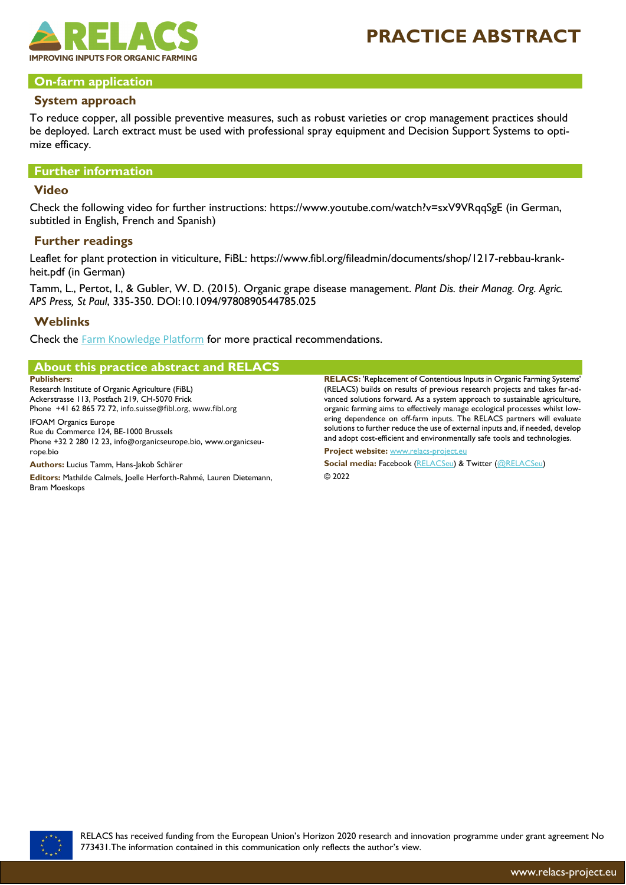## On-farm application

### System approach

To reduce copper, all possible preventive measures, such as robust varieties or crop management practices should be deployed. Larch extract must be used with professional spray equipment and Decision Support Systems to optimize efficacy.

## Further information

### Video

Check the following video for further instructions: https://www.youtube.com/watch?v=sxV9VRqqSgE (in German, subtitled in English, French and Spanish)

### Further readings

Leaflet for plant protection in viticulture, FiBL: https://www.fibl.org/fileadmin/documents/shop/1217-rebbau-krankheit.pdf (in German)

Tamm, L., Pertot, I., & Gubler, W. D. (2015). Organic grape disease management. *Plant Dis. their Manag. Org. Agric. APS Press, St Paul*, 335-350. DOI:10.1094/9780890544785.025

### Weblinks

Check the Farm Knowledge Platform for more practical recommendations.

## About this practice abstract and RELACS

**Publishers:**
Research Institute of Organic Agriculture (FiBL)
Ackerstrasse 113, Postfach 219, CH-5070 Frick
Phone +41 62 865 72 72, info.suisse@fibl.org, www.fibl.org

IFOAM Organics Europe
Rue du Commerce 124, BE-1000 Brussels
Phone +32 2 280 12 23, info@organicseurope.bio, www.organicseurope.bio

**Authors:** Lucius Tamm, Hans-Jakob Schärer

**Editors:** Mathilde Calmels, Joelle Herforth-Rahmé, Lauren Dietemann, Bram Moeskops

**RELACS:** 'Replacement of Contentious Inputs in Organic Farming Systems' (RELACS) builds on results of previous research projects and takes far-advanced solutions forward. As a system approach to sustainable agriculture, organic farming aims to effectively manage ecological processes whilst lowering dependence on off-farm inputs. The RELACS partners will evaluate solutions to further reduce the use of external inputs and, if needed, develop and adopt cost-efficient and environmentally safe tools and technologies.

**Project website:** www.relacs-project.eu

**Social media:** Facebook (RELACSeu) & Twitter (@RELACSeu)

© 2022

RELACS has received funding from the European Union's Horizon 2020 research and innovation programme under grant agreement No 773431.The information contained in this communication only reflects the author's view.